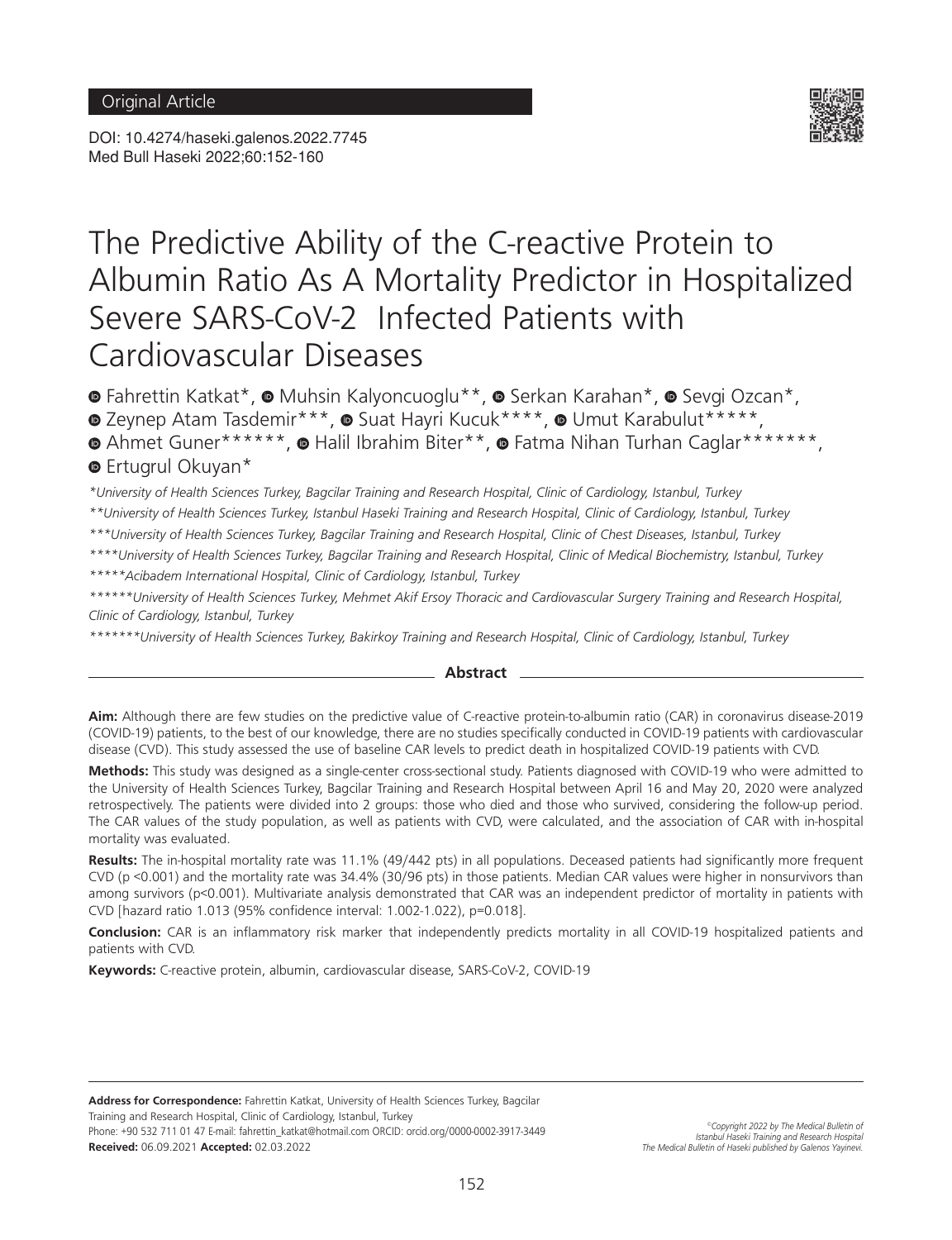Original Article

DOI: 10.4274/haseki.galenos.2022.7745
Med Bull Haseki 2022;60:152-160

# The Predictive Ability of the C-reactive Protein to Albumin Ratio As A Mortality Predictor in Hospitalized Severe SARS-CoV-2 Infected Patients with Cardiovascular Diseases

Fahrettin Katkat*, Muhsin Kalyoncuoglu**, Serkan Karahan*, Sevgi Ozcan*, Zeynep Atam Tasdemir***, Suat Hayri Kucuk****, Umut Karabulut*****, Ahmet Guner******, Halil Ibrahim Biter**, Fatma Nihan Turhan Caglar*******, Ertugrul Okuyan*

*University of Health Sciences Turkey, Bagcilar Training and Research Hospital, Clinic of Cardiology, Istanbul, Turkey

**University of Health Sciences Turkey, Istanbul Haseki Training and Research Hospital, Clinic of Cardiology, Istanbul, Turkey

***University of Health Sciences Turkey, Bagcilar Training and Research Hospital, Clinic of Chest Diseases, Istanbul, Turkey

****University of Health Sciences Turkey, Bagcilar Training and Research Hospital, Clinic of Medical Biochemistry, Istanbul, Turkey

*****Acibadem International Hospital, Clinic of Cardiology, Istanbul, Turkey

******University of Health Sciences Turkey, Mehmet Akif Ersoy Thoracic and Cardiovascular Surgery Training and Research Hospital, Clinic of Cardiology, Istanbul, Turkey

*******University of Health Sciences Turkey, Bakirkoy Training and Research Hospital, Clinic of Cardiology, Istanbul, Turkey

## Abstract

**Aim:** Although there are few studies on the predictive value of C-reactive protein-to-albumin ratio (CAR) in coronavirus disease-2019 (COVID-19) patients, to the best of our knowledge, there are no studies specifically conducted in COVID-19 patients with cardiovascular disease (CVD). This study assessed the use of baseline CAR levels to predict death in hospitalized COVID-19 patients with CVD.

**Methods:** This study was designed as a single-center cross-sectional study. Patients diagnosed with COVID-19 who were admitted to the University of Health Sciences Turkey, Bagcilar Training and Research Hospital between April 16 and May 20, 2020 were analyzed retrospectively. The patients were divided into 2 groups: those who died and those who survived, considering the follow-up period. The CAR values of the study population, as well as patients with CVD, were calculated, and the association of CAR with in-hospital mortality was evaluated.

**Results:** The in-hospital mortality rate was 11.1% (49/442 pts) in all populations. Deceased patients had significantly more frequent CVD ($p < 0.001$) and the mortality rate was 34.4% (30/96 pts) in those patients. Median CAR values were higher in nonsurvivors than among survivors ($p<0.001$). Multivariate analysis demonstrated that CAR was an independent predictor of mortality in patients with CVD [hazard ratio 1.013 (95% confidence interval: 1.002-1.022), p=0.018].

**Conclusion:** CAR is an inflammatory risk marker that independently predicts mortality in all COVID-19 hospitalized patients and patients with CVD.

**Keywords:** C-reactive protein, albumin, cardiovascular disease, SARS-CoV-2, COVID-19

**Address for Correspondence:** Fahrettin Katkat, University of Health Sciences Turkey, Bagcilar Training and Research Hospital, Clinic of Cardiology, Istanbul, Turkey
Phone: +90 532 711 01 47 E-mail: fahrettin_katkat@hotmail.com ORCID: orcid.org/0000-0002-3917-3449
**Received:** 06.09.2021 **Accepted:** 02.03.2022

©Copyright 2022 by The Medical Bulletin of Istanbul Haseki Training and Research Hospital
The Medical Bulletin of Haseki published by Galenos Yayinevi.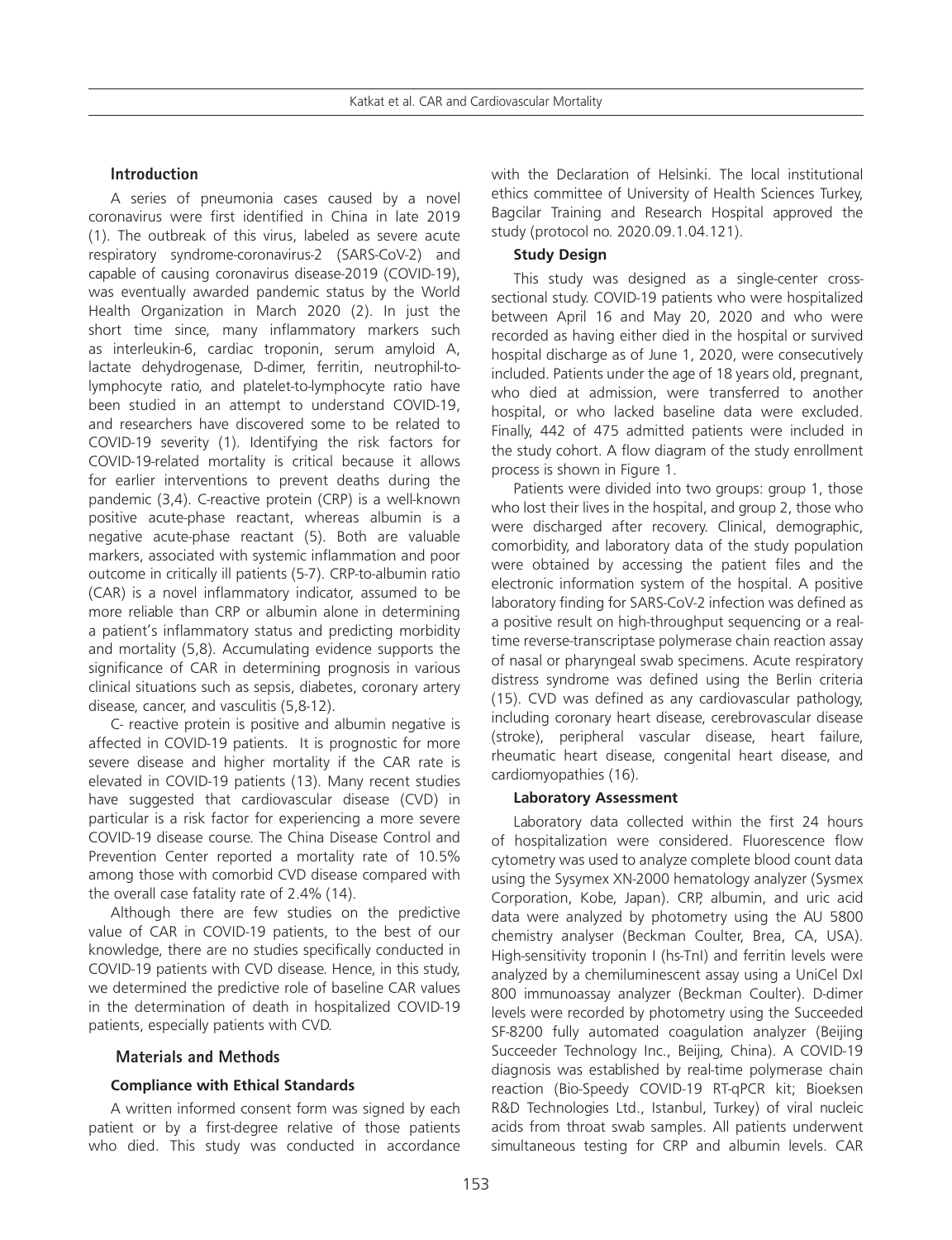## Introduction

A series of pneumonia cases caused by a novel coronavirus were first identified in China in late 2019 (1). The outbreak of this virus, labeled as severe acute respiratory syndrome-coronavirus-2 (SARS-CoV-2) and capable of causing coronavirus disease-2019 (COVID-19), was eventually awarded pandemic status by the World Health Organization in March 2020 (2). In just the short time since, many inflammatory markers such as interleukin-6, cardiac troponin, serum amyloid A, lactate dehydrogenase, D-dimer, ferritin, neutrophil-to-lymphocyte ratio, and platelet-to-lymphocyte ratio have been studied in an attempt to understand COVID-19, and researchers have discovered some to be related to COVID-19 severity (1). Identifying the risk factors for COVID-19-related mortality is critical because it allows for earlier interventions to prevent deaths during the pandemic (3,4). C-reactive protein (CRP) is a well-known positive acute-phase reactant, whereas albumin is a negative acute-phase reactant (5). Both are valuable markers, associated with systemic inflammation and poor outcome in critically ill patients (5-7). CRP-to-albumin ratio (CAR) is a novel inflammatory indicator, assumed to be more reliable than CRP or albumin alone in determining a patient's inflammatory status and predicting morbidity and mortality (5,8). Accumulating evidence supports the significance of CAR in determining prognosis in various clinical situations such as sepsis, diabetes, coronary artery disease, cancer, and vasculitis (5,8-12).

C- reactive protein is positive and albumin negative is affected in COVID-19 patients. It is prognostic for more severe disease and higher mortality if the CAR rate is elevated in COVID-19 patients (13). Many recent studies have suggested that cardiovascular disease (CVD) in particular is a risk factor for experiencing a more severe COVID-19 disease course. The China Disease Control and Prevention Center reported a mortality rate of 10.5% among those with comorbid CVD disease compared with the overall case fatality rate of 2.4% (14).

Although there are few studies on the predictive value of CAR in COVID-19 patients, to the best of our knowledge, there are no studies specifically conducted in COVID-19 patients with CVD disease. Hence, in this study, we determined the predictive role of baseline CAR values in the determination of death in hospitalized COVID-19 patients, especially patients with CVD.

## Materials and Methods

### Compliance with Ethical Standards

A written informed consent form was signed by each patient or by a first-degree relative of those patients who died. This study was conducted in accordance with the Declaration of Helsinki. The local institutional ethics committee of University of Health Sciences Turkey, Bagcilar Training and Research Hospital approved the study (protocol no. 2020.09.1.04.121).

### Study Design

This study was designed as a single-center cross-sectional study. COVID-19 patients who were hospitalized between April 16 and May 20, 2020 and who were recorded as having either died in the hospital or survived hospital discharge as of June 1, 2020, were consecutively included. Patients under the age of 18 years old, pregnant, who died at admission, were transferred to another hospital, or who lacked baseline data were excluded. Finally, 442 of 475 admitted patients were included in the study cohort. A flow diagram of the study enrollment process is shown in Figure 1.

Patients were divided into two groups: group 1, those who lost their lives in the hospital, and group 2, those who were discharged after recovery. Clinical, demographic, comorbidity, and laboratory data of the study population were obtained by accessing the patient files and the electronic information system of the hospital. A positive laboratory finding for SARS-CoV-2 infection was defined as a positive result on high-throughput sequencing or a real-time reverse-transcriptase polymerase chain reaction assay of nasal or pharyngeal swab specimens. Acute respiratory distress syndrome was defined using the Berlin criteria (15). CVD was defined as any cardiovascular pathology, including coronary heart disease, cerebrovascular disease (stroke), peripheral vascular disease, heart failure, rheumatic heart disease, congenital heart disease, and cardiomyopathies (16).

### Laboratory Assessment

Laboratory data collected within the first 24 hours of hospitalization were considered. Fluorescence flow cytometry was used to analyze complete blood count data using the Sysymex XN-2000 hematology analyzer (Sysmex Corporation, Kobe, Japan). CRP, albumin, and uric acid data were analyzed by photometry using the AU 5800 chemistry analyser (Beckman Coulter, Brea, CA, USA). High-sensitivity troponin I (hs-TnI) and ferritin levels were analyzed by a chemiluminescent assay using a UniCel DxI 800 immunoassay analyzer (Beckman Coulter). D-dimer levels were recorded by photometry using the Succeeded SF-8200 fully automated coagulation analyzer (Beijing Succeeder Technology Inc., Beijing, China). A COVID-19 diagnosis was established by real-time polymerase chain reaction (Bio-Speedy COVID-19 RT-qPCR kit; Bioeksen R&D Technologies Ltd., Istanbul, Turkey) of viral nucleic acids from throat swab samples. All patients underwent simultaneous testing for CRP and albumin levels. CAR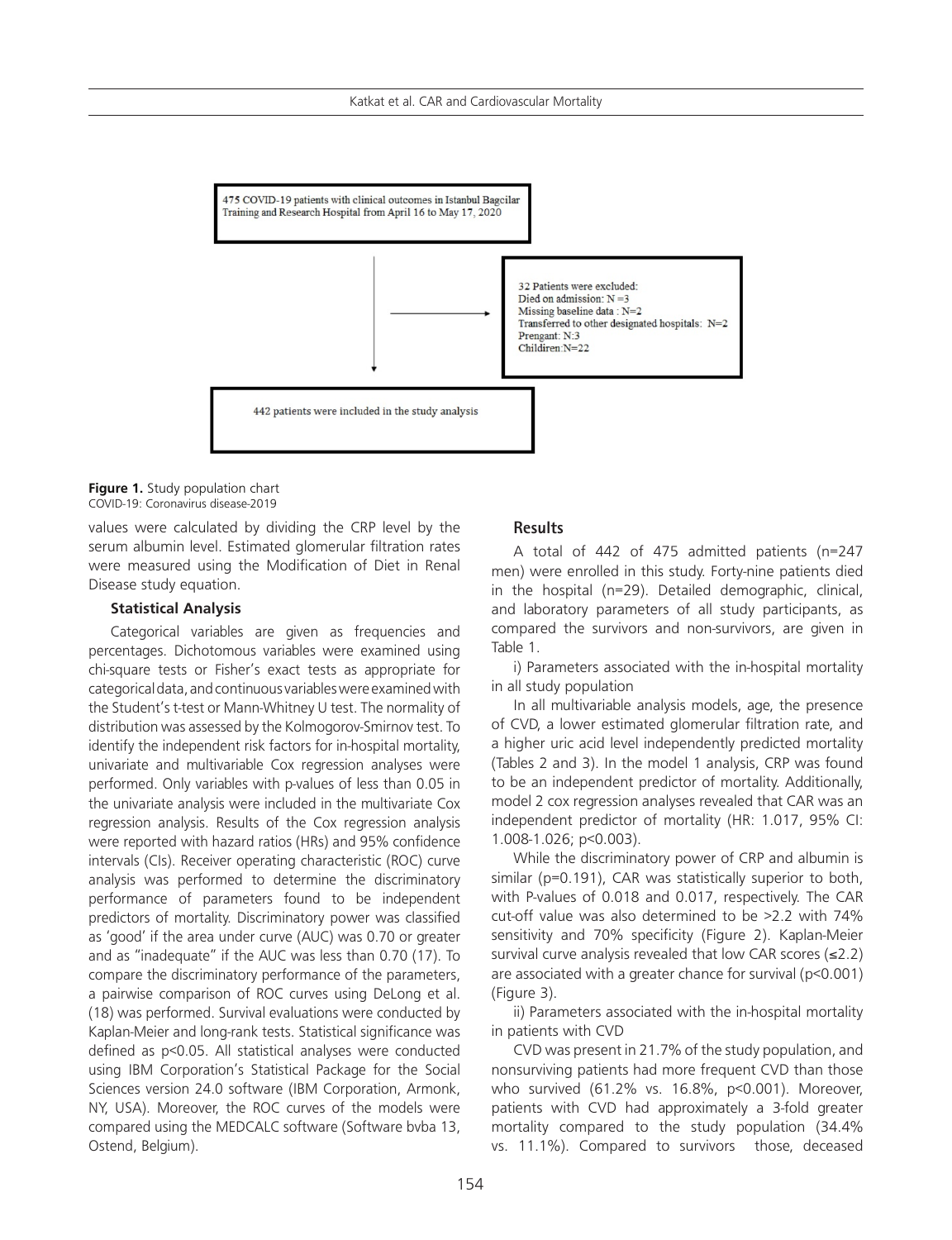475 COVID-19 patients with clinical outcomes in Istanbul Bagcilar Training and Research Hospital from April 16 to May 17, 2020

32 Patients were excluded:
Died on admission: N =3
Missing baseline data : N=2
Transferred to other designated hospitals: N=2
Prengant: N:3
Childiren:N=22

442 patients were included in the study analysis

**Figure 1.** Study population chart
COVID-19: Coronavirus disease-2019

values were calculated by dividing the CRP level by the serum albumin level. Estimated glomerular filtration rates were measured using the Modification of Diet in Renal Disease study equation.

### Statistical Analysis

Categorical variables are given as frequencies and percentages. Dichotomous variables were examined using chi-square tests or Fisher's exact tests as appropriate for categorical data, and continuous variables were examined with the Student's t-test or Mann-Whitney U test. The normality of distribution was assessed by the Kolmogorov-Smirnov test. To identify the independent risk factors for in-hospital mortality, univariate and multivariable Cox regression analyses were performed. Only variables with p-values of less than 0.05 in the univariate analysis were included in the multivariate Cox regression analysis. Results of the Cox regression analysis were reported with hazard ratios (HRs) and 95% confidence intervals (CIs). Receiver operating characteristic (ROC) curve analysis was performed to determine the discriminatory performance of parameters found to be independent predictors of mortality. Discriminatory power was classified as 'good' if the area under curve (AUC) was 0.70 or greater and as "inadequate" if the AUC was less than 0.70 (17). To compare the discriminatory performance of the parameters, a pairwise comparison of ROC curves using DeLong et al. (18) was performed. Survival evaluations were conducted by Kaplan-Meier and long-rank tests. Statistical significance was defined as $p<0.05$. All statistical analyses were conducted using IBM Corporation's Statistical Package for the Social Sciences version 24.0 software (IBM Corporation, Armonk, NY, USA). Moreover, the ROC curves of the models were compared using the MEDCALC software (Software bvba 13, Ostend, Belgium).

## Results

A total of 442 of 475 admitted patients (n=247 men) were enrolled in this study. Forty-nine patients died in the hospital (n=29). Detailed demographic, clinical, and laboratory parameters of all study participants, as compared the survivors and non-survivors, are given in Table 1.

i) Parameters associated with the in-hospital mortality in all study population

In all multivariable analysis models, age, the presence of CVD, a lower estimated glomerular filtration rate, and a higher uric acid level independently predicted mortality (Tables 2 and 3). In the model 1 analysis, CRP was found to be an independent predictor of mortality. Additionally, model 2 cox regression analyses revealed that CAR was an independent predictor of mortality (HR: 1.017, 95% CI: 1.008-1.026; $p<0.003$).

While the discriminatory power of CRP and albumin is similar (p=0.191), CAR was statistically superior to both, with P-values of 0.018 and 0.017, respectively. The CAR cut-off value was also determined to be >2.2 with 74% sensitivity and 70% specificity (Figure 2). Kaplan-Meier survival curve analysis revealed that low CAR scores (≤2.2) are associated with a greater chance for survival ($p<0.001$) (Figure 3).

ii) Parameters associated with the in-hospital mortality in patients with CVD

CVD was present in 21.7% of the study population, and nonsurviving patients had more frequent CVD than those who survived (61.2% vs. 16.8%, $p<0.001$). Moreover, patients with CVD had approximately a 3-fold greater mortality compared to the study population (34.4% vs. 11.1%). Compared to survivors those, deceased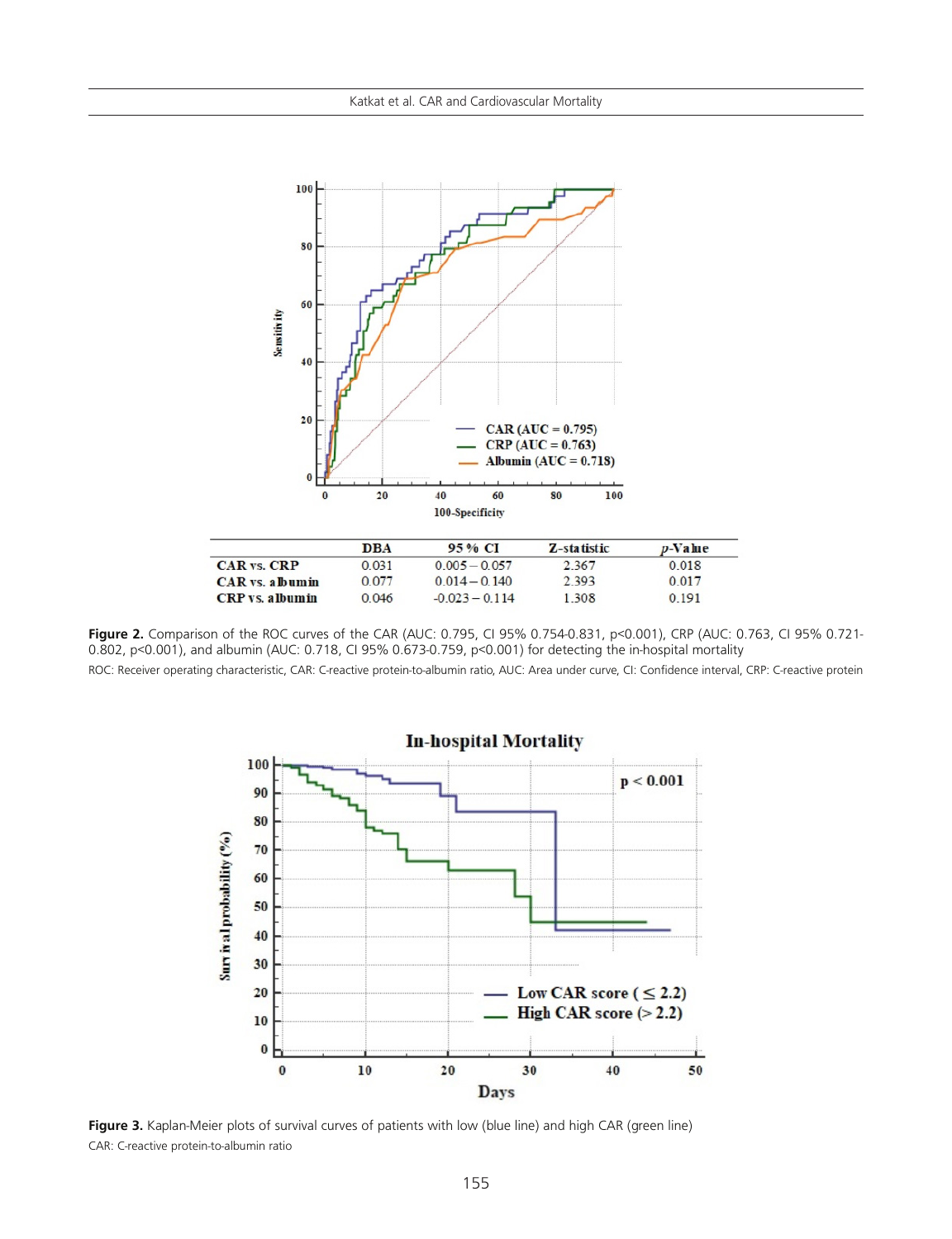| | DBA | 95% CI | Z-statistic | p-Value |
|---|---|---|---|---|
| CAR vs. CRP | 0.031 | 0.005 – 0.057 | 2.367 | 0.018 |
| CAR vs. albumin | 0.077 | 0.014 – 0.140 | 2.393 | 0.017 |
| CRP vs. albumin | 0.046 | -0.023 – 0.114 | 1.308 | 0.191 |

**Figure 2.** Comparison of the ROC curves of the CAR (AUC: 0.795, CI 95% 0.754-0.831, p<0.001), CRP (AUC: 0.763, CI 95% 0.721-0.802, p<0.001), and albumin (AUC: 0.718, CI 95% 0.673-0.759, p<0.001) for detecting the in-hospital mortality

ROC: Receiver operating characteristic, CAR: C-reactive protein-to-albumin ratio, AUC: Area under curve, CI: Confidence interval, CRP: C-reactive protein

**Figure 3.** Kaplan-Meier plots of survival curves of patients with low (blue line) and high CAR (green line)

CAR: C-reactive protein-to-albumin ratio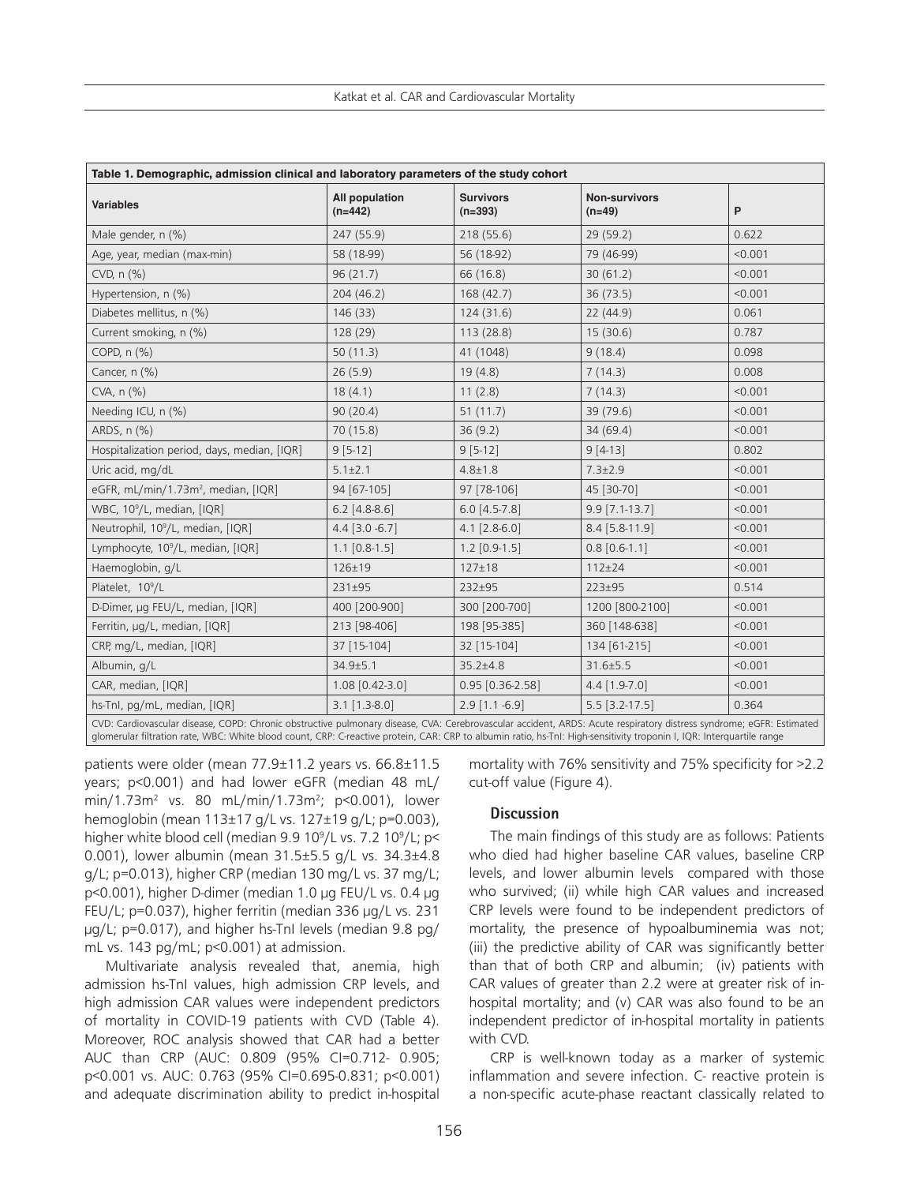| Table 1. Demographic, admission clinical and laboratory parameters of the study cohort | | | | |
|---|---|---|---|---|
| **Variables** | **All population (n=442)** | **Survivors (n=393)** | **Non-survivors (n=49)** | **P** |
| Male gender, n (%) | 247 (55.9) | 218 (55.6) | 29 (59.2) | 0.622 |
| Age, year, median (max-min) | 58 (18-99) | 56 (18-92) | 79 (46-99) | <0.001 |
| CVD, n (%) | 96 (21.7) | 66 (16.8) | 30 (61.2) | <0.001 |
| Hypertension, n (%) | 204 (46.2) | 168 (42.7) | 36 (73.5) | <0.001 |
| Diabetes mellitus, n (%) | 146 (33) | 124 (31.6) | 22 (44.9) | 0.061 |
| Current smoking, n (%) | 128 (29) | 113 (28.8) | 15 (30.6) | 0.787 |
| COPD, n (%) | 50 (11.3) | 41 (1048) | 9 (18.4) | 0.098 |
| Cancer, n (%) | 26 (5.9) | 19 (4.8) | 7 (14.3) | 0.008 |
| CVA, n (%) | 18 (4.1) | 11 (2.8) | 7 (14.3) | <0.001 |
| Needing ICU, n (%) | 90 (20.4) | 51 (11.7) | 39 (79.6) | <0.001 |
| ARDS, n (%) | 70 (15.8) | 36 (9.2) | 34 (69.4) | <0.001 |
| Hospitalization period, days, median, [IQR] | 9 [5-12] | 9 [5-12] | 9 [4-13] | 0.802 |
| Uric acid, mg/dL | 5.1±2.1 | 4.8±1.8 | 7.3±2.9 | <0.001 |
| eGFR, mL/min/1.73m$^2$, median, [IQR] | 94 [67-105] | 97 [78-106] | 45 [30-70] | <0.001 |
| WBC, $10^9$/L, median, [IQR] | 6.2 [4.8-8.6] | 6.0 [4.5-7.8] | 9.9 [7.1-13.7] | <0.001 |
| Neutrophil, $10^9$/L, median, [IQR] | 4.4 [3.0 -6.7] | 4.1 [2.8-6.0] | 8.4 [5.8-11.9] | <0.001 |
| Lymphocyte, $10^9$/L, median, [IQR] | 1.1 [0.8-1.5] | 1.2 [0.9-1.5] | 0.8 [0.6-1.1] | <0.001 |
| Haemoglobin, g/L | 126±19 | 127±18 | 112±24 | <0.001 |
| Platelet, $10^9$/L | 231±95 | 232±95 | 223±95 | 0.514 |
| D-Dimer, µg FEU/L, median, [IQR] | 400 [200-900] | 300 [200-700] | 1200 [800-2100] | <0.001 |
| Ferritin, µg/L, median, [IQR] | 213 [98-406] | 198 [95-385] | 360 [148-638] | <0.001 |
| CRP, mg/L, median, [IQR] | 37 [15-104] | 32 [15-104] | 134 [61-215] | <0.001 |
| Albumin, g/L | 34.9±5.1 | 35.2±4.8 | 31.6±5.5 | <0.001 |
| CAR, median, [IQR] | 1.08 [0.42-3.0] | 0.95 [0.36-2.58] | 4.4 [1.9-7.0] | <0.001 |
| hs-TnI, pg/mL, median, [IQR] | 3.1 [1.3-8.0] | 2.9 [1.1 -6.9] | 5.5 [3.2-17.5] | 0.364 |

CVD: Cardiovascular disease, COPD: Chronic obstructive pulmonary disease, CVA: Cerebrovascular accident, ARDS: Acute respiratory distress syndrome; eGFR: Estimated glomerular filtration rate, WBC: White blood count, CRP: C-reactive protein, CAR: CRP to albumin ratio, hs-TnI: High-sensitivity troponin I, IQR: Interquartile range

patients were older (mean 77.9±11.2 years vs. 66.8±11.5 years; p<0.001) and had lower eGFR (median 48 mL/min/1.73m$^2$ vs. 80 mL/min/1.73m$^2$; p<0.001), lower hemoglobin (mean 113±17 g/L vs. 127±19 g/L; p=0.003), higher white blood cell (median 9.9 $10^9$/L vs. 7.2 $10^9$/L; p< 0.001), lower albumin (mean 31.5±5.5 g/L vs. 34.3±4.8 g/L; p=0.013), higher CRP (median 130 mg/L vs. 37 mg/L; p<0.001), higher D-dimer (median 1.0 µg FEU/L vs. 0.4 µg FEU/L; p=0.037), higher ferritin (median 336 µg/L vs. 231 µg/L; p=0.017), and higher hs-TnI levels (median 9.8 pg/mL vs. 143 pg/mL; p<0.001) at admission.

Multivariate analysis revealed that, anemia, high admission hs-TnI values, high admission CRP levels, and high admission CAR values were independent predictors of mortality in COVID-19 patients with CVD (Table 4). Moreover, ROC analysis showed that CAR had a better AUC than CRP (AUC: 0.809 (95% CI=0.712- 0.905; p<0.001 vs. AUC: 0.763 (95% CI=0.695-0.831; p<0.001) and adequate discrimination ability to predict in-hospital mortality with 76% sensitivity and 75% specificity for >2.2 cut-off value (Figure 4).

## Discussion

The main findings of this study are as follows: Patients who died had higher baseline CAR values, baseline CRP levels, and lower albumin levels compared with those who survived; (ii) while high CAR values and increased CRP levels were found to be independent predictors of mortality, the presence of hypoalbuminemia was not; (iii) the predictive ability of CAR was significantly better than that of both CRP and albumin; (iv) patients with CAR values of greater than 2.2 were at greater risk of in-hospital mortality; and (v) CAR was also found to be an independent predictor of in-hospital mortality in patients with CVD.

CRP is well-known today as a marker of systemic inflammation and severe infection. C- reactive protein is a non-specific acute-phase reactant classically related to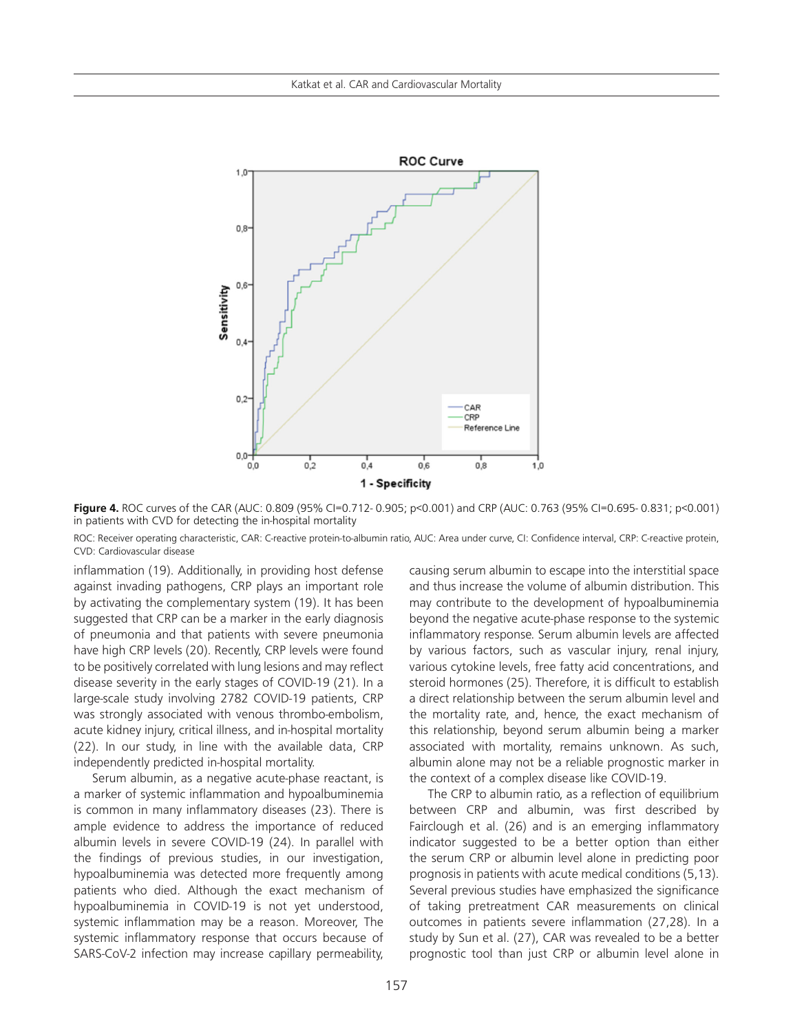**Figure 4.** ROC curves of the CAR (AUC: 0.809 (95% CI=0.712- 0.905; p<0.001) and CRP (AUC: 0.763 (95% CI=0.695- 0.831; p<0.001) in patients with CVD for detecting the in-hospital mortality

ROC: Receiver operating characteristic, CAR: C-reactive protein-to-albumin ratio, AUC: Area under curve, CI: Confidence interval, CRP: C-reactive protein, CVD: Cardiovascular disease

inflammation (19). Additionally, in providing host defense against invading pathogens, CRP plays an important role by activating the complementary system (19). It has been suggested that CRP can be a marker in the early diagnosis of pneumonia and that patients with severe pneumonia have high CRP levels (20). Recently, CRP levels were found to be positively correlated with lung lesions and may reflect disease severity in the early stages of COVID-19 (21). In a large-scale study involving 2782 COVID-19 patients, CRP was strongly associated with venous thrombo-embolism, acute kidney injury, critical illness, and in-hospital mortality (22). In our study, in line with the available data, CRP independently predicted in-hospital mortality.

Serum albumin, as a negative acute-phase reactant, is a marker of systemic inflammation and hypoalbuminemia is common in many inflammatory diseases (23). There is ample evidence to address the importance of reduced albumin levels in severe COVID-19 (24). In parallel with the findings of previous studies, in our investigation, hypoalbuminemia was detected more frequently among patients who died. Although the exact mechanism of hypoalbuminemia in COVID-19 is not yet understood, systemic inflammation may be a reason. Moreover, The systemic inflammatory response that occurs because of SARS-CoV-2 infection may increase capillary permeability, causing serum albumin to escape into the interstitial space and thus increase the volume of albumin distribution. This may contribute to the development of hypoalbuminemia beyond the negative acute-phase response to the systemic inflammatory response. Serum albumin levels are affected by various factors, such as vascular injury, renal injury, various cytokine levels, free fatty acid concentrations, and steroid hormones (25). Therefore, it is difficult to establish a direct relationship between the serum albumin level and the mortality rate, and, hence, the exact mechanism of this relationship, beyond serum albumin being a marker associated with mortality, remains unknown. As such, albumin alone may not be a reliable prognostic marker in the context of a complex disease like COVID-19.

The CRP to albumin ratio, as a reflection of equilibrium between CRP and albumin, was first described by Fairclough et al. (26) and is an emerging inflammatory indicator suggested to be a better option than either the serum CRP or albumin level alone in predicting poor prognosis in patients with acute medical conditions (5,13). Several previous studies have emphasized the significance of taking pretreatment CAR measurements on clinical outcomes in patients severe inflammation (27,28). In a study by Sun et al. (27), CAR was revealed to be a better prognostic tool than just CRP or albumin level alone in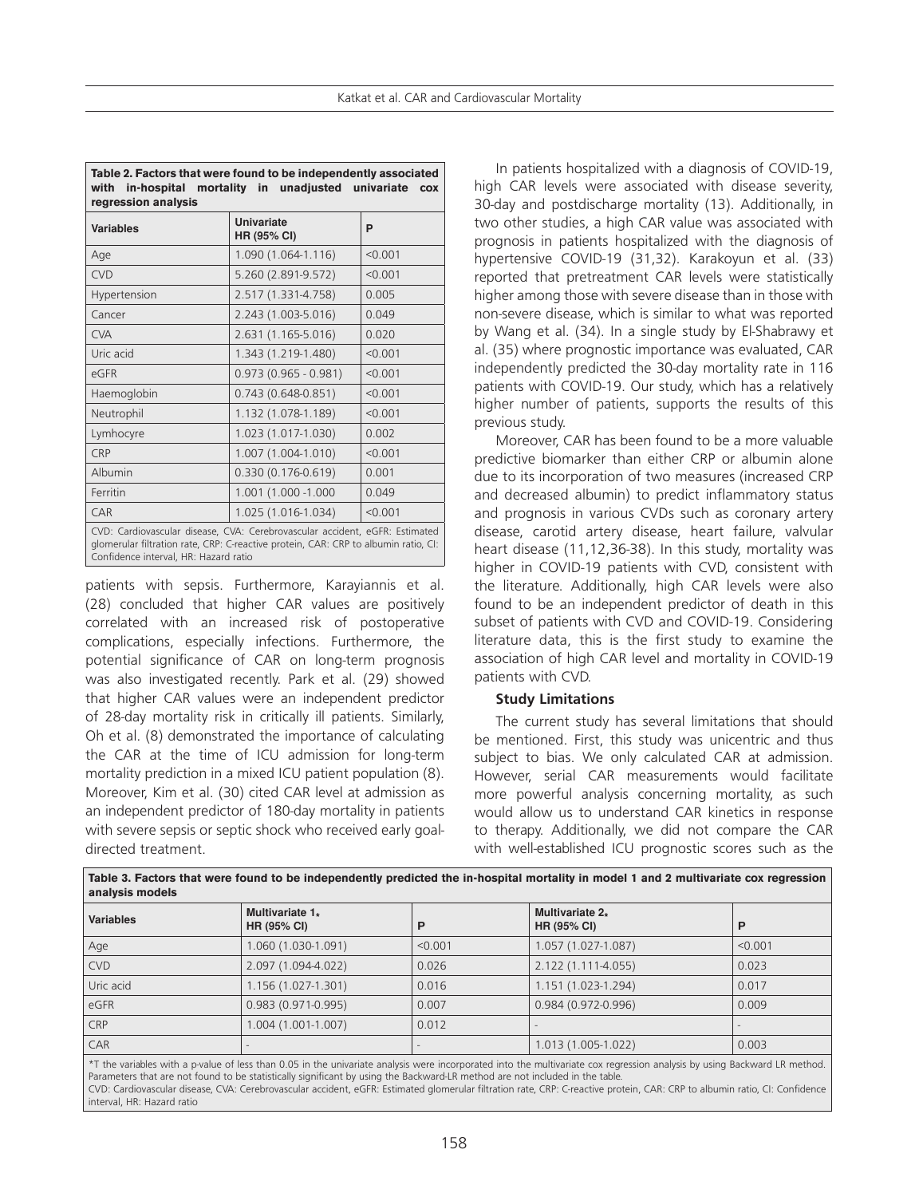**Table 2. Factors that were found to be independently associated with in-hospital mortality in unadjusted univariate cox regression analysis**

| Variables | Univariate HR (95% CI) | P |
|---|---|---|
| Age | 1.090 (1.064-1.116) | <0.001 |
| CVD | 5.260 (2.891-9.572) | <0.001 |
| Hypertension | 2.517 (1.331-4.758) | 0.005 |
| Cancer | 2.243 (1.003-5.016) | 0.049 |
| CVA | 2.631 (1.165-5.016) | 0.020 |
| Uric acid | 1.343 (1.219-1.480) | <0.001 |
| eGFR | 0.973 (0.965 - 0.981) | <0.001 |
| Haemoglobin | 0.743 (0.648-0.851) | <0.001 |
| Neutrophil | 1.132 (1.078-1.189) | <0.001 |
| Lymhocyre | 1.023 (1.017-1.030) | 0.002 |
| CRP | 1.007 (1.004-1.010) | <0.001 |
| Albumin | 0.330 (0.176-0.619) | 0.001 |
| Ferritin | 1.001 (1.000 -1.000 | 0.049 |
| CAR | 1.025 (1.016-1.034) | <0.001 |

CVD: Cardiovascular disease, CVA: Cerebrovascular accident, eGFR: Estimated glomerular filtration rate, CRP: C-reactive protein, CAR: CRP to albumin ratio, CI: Confidence interval, HR: Hazard ratio

patients with sepsis. Furthermore, Karayiannis et al. (28) concluded that higher CAR values are positively correlated with an increased risk of postoperative complications, especially infections. Furthermore, the potential significance of CAR on long-term prognosis was also investigated recently. Park et al. (29) showed that higher CAR values were an independent predictor of 28-day mortality risk in critically ill patients. Similarly, Oh et al. (8) demonstrated the importance of calculating the CAR at the time of ICU admission for long-term mortality prediction in a mixed ICU patient population (8). Moreover, Kim et al. (30) cited CAR level at admission as an independent predictor of 180-day mortality in patients with severe sepsis or septic shock who received early goal-directed treatment.

In patients hospitalized with a diagnosis of COVID-19, high CAR levels were associated with disease severity, 30-day and postdischarge mortality (13). Additionally, in two other studies, a high CAR value was associated with prognosis in patients hospitalized with the diagnosis of hypertensive COVID-19 (31,32). Karakoyun et al. (33) reported that pretreatment CAR levels were statistically higher among those with severe disease than in those with non-severe disease, which is similar to what was reported by Wang et al. (34). In a single study by El-Shabrawy et al. (35) where prognostic importance was evaluated, CAR independently predicted the 30-day mortality rate in 116 patients with COVID-19. Our study, which has a relatively higher number of patients, supports the results of this previous study.

Moreover, CAR has been found to be a more valuable predictive biomarker than either CRP or albumin alone due to its incorporation of two measures (increased CRP and decreased albumin) to predict inflammatory status and prognosis in various CVDs such as coronary artery disease, carotid artery disease, heart failure, valvular heart disease (11,12,36-38). In this study, mortality was higher in COVID-19 patients with CVD, consistent with the literature. Additionally, high CAR levels were also found to be an independent predictor of death in this subset of patients with CVD and COVID-19. Considering literature data, this is the first study to examine the association of high CAR level and mortality in COVID-19 patients with CVD.

### Study Limitations

The current study has several limitations that should be mentioned. First, this study was unicentric and thus subject to bias. We only calculated CAR at admission. However, serial CAR measurements would facilitate more powerful analysis concerning mortality, as such would allow us to understand CAR kinetics in response to therapy. Additionally, we did not compare the CAR with well-established ICU prognostic scores such as the

**Table 3. Factors that were found to be independently predicted the in-hospital mortality in model 1 and 2 multivariate cox regression analysis models**

| Variables | Multivariate 1* HR (95% CI) | P | Multivariate 2* HR (95% CI) | P |
|---|---|---|---|---|
| Age | 1.060 (1.030-1.091) | <0.001 | 1.057 (1.027-1.087) | <0.001 |
| CVD | 2.097 (1.094-4.022) | 0.026 | 2.122 (1.111-4.055) | 0.023 |
| Uric acid | 1.156 (1.027-1.301) | 0.016 | 1.151 (1.023-1.294) | 0.017 |
| eGFR | 0.983 (0.971-0.995) | 0.007 | 0.984 (0.972-0.996) | 0.009 |
| CRP | 1.004 (1.001-1.007) | 0.012 | - | - |
| CAR | - | - | 1.013 (1.005-1.022) | 0.003 |

*T the variables with a p-value of less than 0.05 in the univariate analysis were incorporated into the multivariate cox regression analysis by using Backward LR method. Parameters that are not found to be statistically significant by using the Backward-LR method are not included in the table.
CVD: Cardiovascular disease, CVA: Cerebrovascular accident, eGFR: Estimated glomerular filtration rate, CRP: C-reactive protein, CAR: CRP to albumin ratio, CI: Confidence interval, HR: Hazard ratio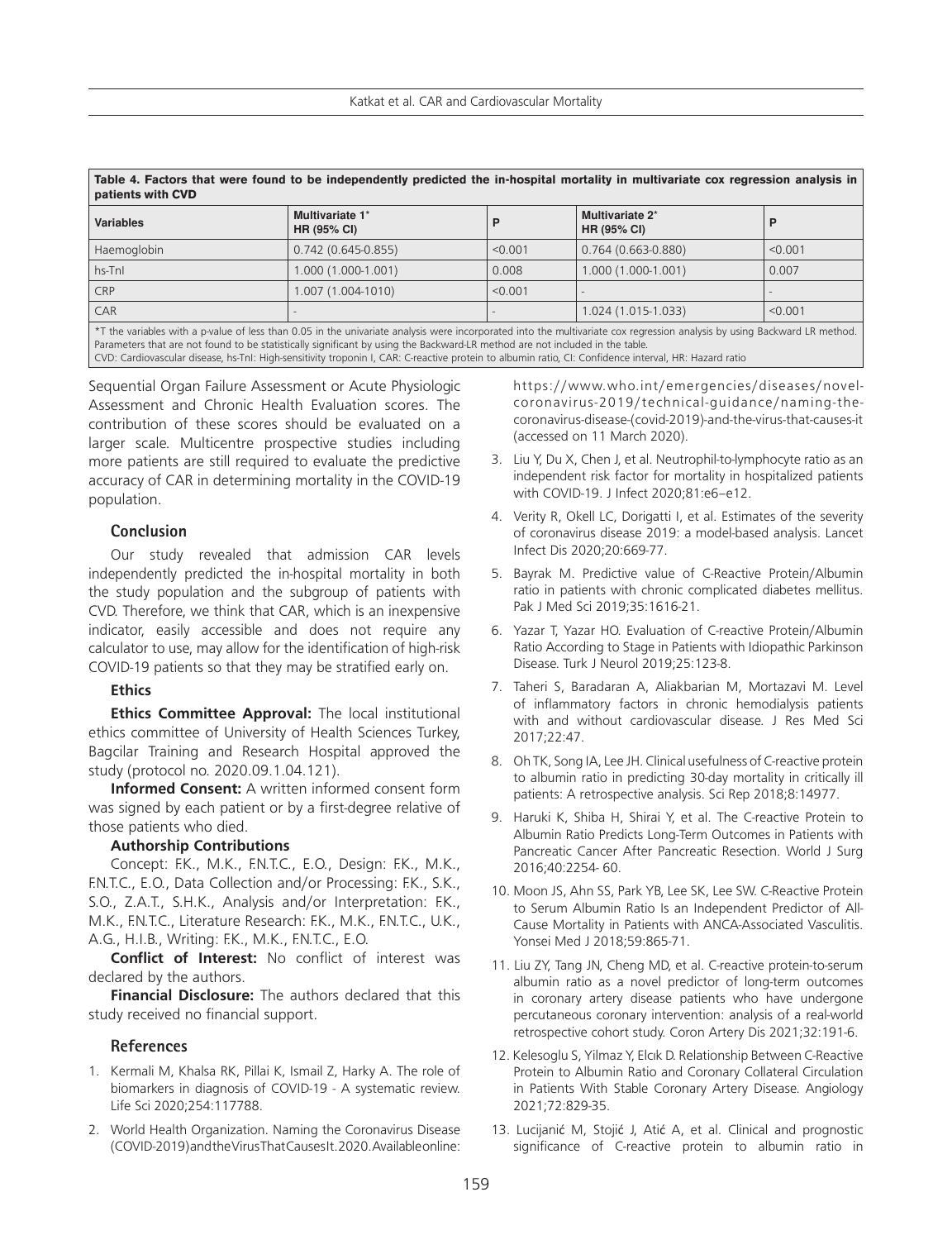**Table 4. Factors that were found to be independently predicted the in-hospital mortality in multivariate cox regression analysis in patients with CVD**

| Variables | Multivariate 1* HR (95% CI) | P | Multivariate 2* HR (95% CI) | P |
|---|---|---|---|---|
| Haemoglobin | 0.742 (0.645-0.855) | <0.001 | 0.764 (0.663-0.880) | <0.001 |
| hs-TnI | 1.000 (1.000-1.001) | 0.008 | 1.000 (1.000-1.001) | 0.007 |
| CRP | 1.007 (1.004-1010) | <0.001 | - | - |
| CAR | - | - | 1.024 (1.015-1.033) | <0.001 |

*T the variables with a p-value of less than 0.05 in the univariate analysis were incorporated into the multivariate cox regression analysis by using Backward LR method. Parameters that are not found to be statistically significant by using the Backward-LR method are not included in the table.
CVD: Cardiovascular disease, hs-TnI: High-sensitivity troponin I, CAR: C-reactive protein to albumin ratio, CI: Confidence interval, HR: Hazard ratio

Sequential Organ Failure Assessment or Acute Physiologic Assessment and Chronic Health Evaluation scores. The contribution of these scores should be evaluated on a larger scale. Multicentre prospective studies including more patients are still required to evaluate the predictive accuracy of CAR in determining mortality in the COVID-19 population.

## Conclusion

Our study revealed that admission CAR levels independently predicted the in-hospital mortality in both the study population and the subgroup of patients with CVD. Therefore, we think that CAR, which is an inexpensive indicator, easily accessible and does not require any calculator to use, may allow for the identification of high-risk COVID-19 patients so that they may be stratified early on.

### Ethics

**Ethics Committee Approval:** The local institutional ethics committee of University of Health Sciences Turkey, Bagcilar Training and Research Hospital approved the study (protocol no. 2020.09.1.04.121).

**Informed Consent:** A written informed consent form was signed by each patient or by a first-degree relative of those patients who died.

**Authorship Contributions**

Concept: F.K., M.K., F.N.T.C., E.O., Design: F.K., M.K., F.N.T.C., E.O., Data Collection and/or Processing: F.K., S.K., S.O., Z.A.T., S.H.K., Analysis and/or Interpretation: F.K., M.K., F.N.T.C., Literature Research: F.K., M.K., F.N.T.C., U.K., A.G., H.I.B., Writing: F.K., M.K., F.N.T.C., E.O.

**Conflict of Interest:** No conflict of interest was declared by the authors.

**Financial Disclosure:** The authors declared that this study received no financial support.

## References

1. Kermali M, Khalsa RK, Pillai K, Ismail Z, Harky A. The role of biomarkers in diagnosis of COVID-19 - A systematic review. Life Sci 2020;254:117788.
2. World Health Organization. Naming the Coronavirus Disease (COVID-2019) and the Virus That Causes It. 2020. Available online: https://www.who.int/emergencies/diseases/novel-coronavirus-2019/technical-guidance/naming-the-coronavirus-disease-(covid-2019)-and-the-virus-that-causes-it (accessed on 11 March 2020).
3. Liu Y, Du X, Chen J, et al. Neutrophil-to-lymphocyte ratio as an independent risk factor for mortality in hospitalized patients with COVID-19. J Infect 2020;81:e6–e12.
4. Verity R, Okell LC, Dorigatti I, et al. Estimates of the severity of coronavirus disease 2019: a model-based analysis. Lancet Infect Dis 2020;20:669-77.
5. Bayrak M. Predictive value of C-Reactive Protein/Albumin ratio in patients with chronic complicated diabetes mellitus. Pak J Med Sci 2019;35:1616-21.
6. Yazar T, Yazar HO. Evaluation of C-reactive Protein/Albumin Ratio According to Stage in Patients with Idiopathic Parkinson Disease. Turk J Neurol 2019;25:123-8.
7. Taheri S, Baradaran A, Aliakbarian M, Mortazavi M. Level of inflammatory factors in chronic hemodialysis patients with and without cardiovascular disease. J Res Med Sci 2017;22:47.
8. Oh TK, Song IA, Lee JH. Clinical usefulness of C-reactive protein to albumin ratio in predicting 30-day mortality in critically ill patients: A retrospective analysis. Sci Rep 2018;8:14977.
9. Haruki K, Shiba H, Shirai Y, et al. The C-reactive Protein to Albumin Ratio Predicts Long-Term Outcomes in Patients with Pancreatic Cancer After Pancreatic Resection. World J Surg 2016;40:2254- 60.
10. Moon JS, Ahn SS, Park YB, Lee SK, Lee SW. C-Reactive Protein to Serum Albumin Ratio Is an Independent Predictor of All-Cause Mortality in Patients with ANCA-Associated Vasculitis. Yonsei Med J 2018;59:865-71.
11. Liu ZY, Tang JN, Cheng MD, et al. C-reactive protein-to-serum albumin ratio as a novel predictor of long-term outcomes in coronary artery disease patients who have undergone percutaneous coronary intervention: analysis of a real-world retrospective cohort study. Coron Artery Dis 2021;32:191-6.
12. Kelesoglu S, Yilmaz Y, Elcık D. Relationship Between C-Reactive Protein to Albumin Ratio and Coronary Collateral Circulation in Patients With Stable Coronary Artery Disease. Angiology 2021;72:829-35.
13. Lucijanić M, Stojić J, Atić A, et al. Clinical and prognostic significance of C-reactive protein to albumin ratio in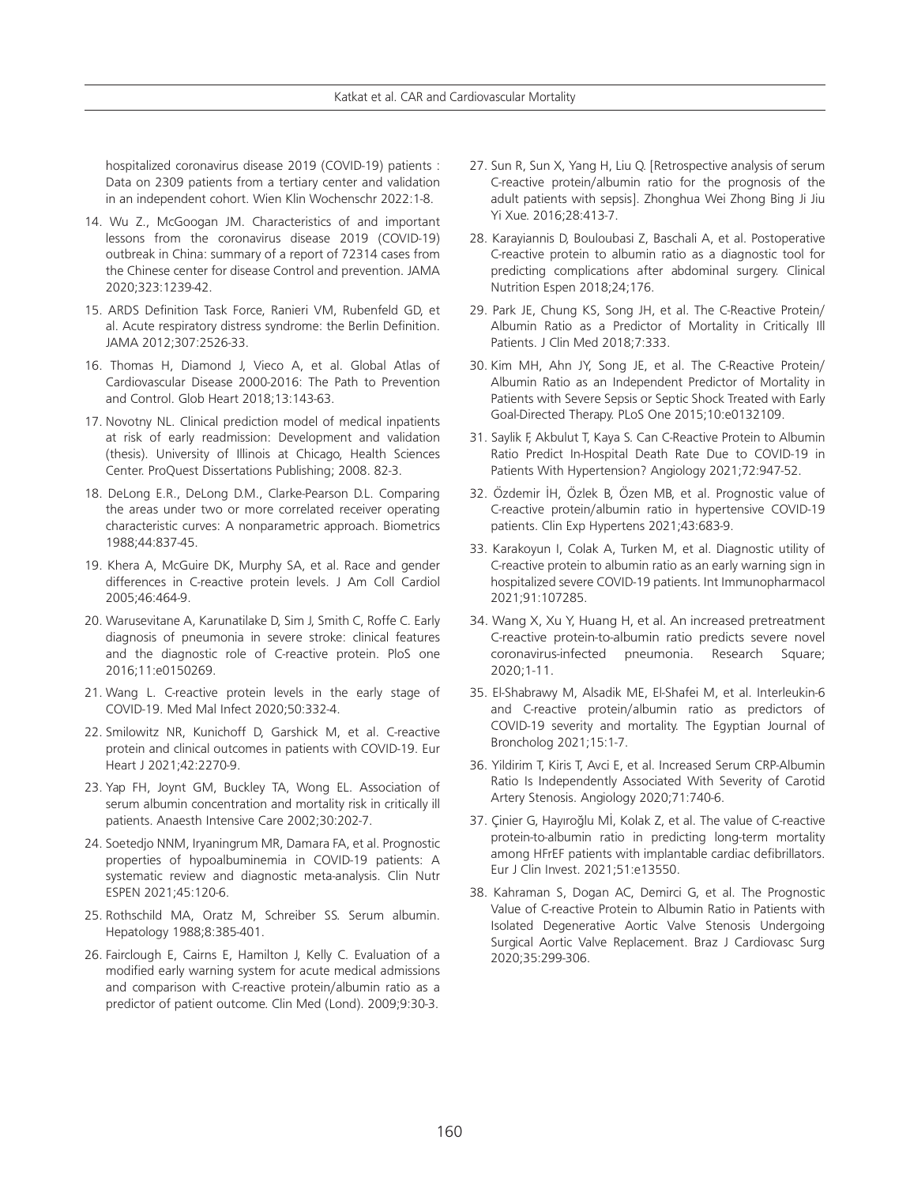hospitalized coronavirus disease 2019 (COVID-19) patients : Data on 2309 patients from a tertiary center and validation in an independent cohort. Wien Klin Wochenschr 2022:1-8.

14. Wu Z., McGoogan JM. Characteristics of and important lessons from the coronavirus disease 2019 (COVID-19) outbreak in China: summary of a report of 72314 cases from the Chinese center for disease Control and prevention. JAMA 2020;323:1239-42.

15. ARDS Definition Task Force, Ranieri VM, Rubenfeld GD, et al. Acute respiratory distress syndrome: the Berlin Definition. JAMA 2012;307:2526-33.

16. Thomas H, Diamond J, Vieco A, et al. Global Atlas of Cardiovascular Disease 2000-2016: The Path to Prevention and Control. Glob Heart 2018;13:143-63.

17. Novotny NL. Clinical prediction model of medical inpatients at risk of early readmission: Development and validation (thesis). University of Illinois at Chicago, Health Sciences Center. ProQuest Dissertations Publishing; 2008. 82-3.

18. DeLong E.R., DeLong D.M., Clarke-Pearson D.L. Comparing the areas under two or more correlated receiver operating characteristic curves: A nonparametric approach. Biometrics 1988;44:837-45.

19. Khera A, McGuire DK, Murphy SA, et al. Race and gender differences in C-reactive protein levels. J Am Coll Cardiol 2005;46:464-9.

20. Warusevitane A, Karunatilake D, Sim J, Smith C, Roffe C. Early diagnosis of pneumonia in severe stroke: clinical features and the diagnostic role of C-reactive protein. PloS one 2016;11:e0150269.

21. Wang L. C-reactive protein levels in the early stage of COVID-19. Med Mal Infect 2020;50:332-4.

22. Smilowitz NR, Kunichoff D, Garshick M, et al. C-reactive protein and clinical outcomes in patients with COVID-19. Eur Heart J 2021;42:2270-9.

23. Yap FH, Joynt GM, Buckley TA, Wong EL. Association of serum albumin concentration and mortality risk in critically ill patients. Anaesth Intensive Care 2002;30:202-7.

24. Soetedjo NNM, Iryaningrum MR, Damara FA, et al. Prognostic properties of hypoalbuminemia in COVID-19 patients: A systematic review and diagnostic meta-analysis. Clin Nutr ESPEN 2021;45:120-6.

25. Rothschild MA, Oratz M, Schreiber SS. Serum albumin. Hepatology 1988;8:385-401.

26. Fairclough E, Cairns E, Hamilton J, Kelly C. Evaluation of a modified early warning system for acute medical admissions and comparison with C-reactive protein/albumin ratio as a predictor of patient outcome. Clin Med (Lond). 2009;9:30-3.

27. Sun R, Sun X, Yang H, Liu Q. [Retrospective analysis of serum C-reactive protein/albumin ratio for the prognosis of the adult patients with sepsis]. Zhonghua Wei Zhong Bing Ji Jiu Yi Xue. 2016;28:413-7.

28. Karayiannis D, Bouloubasi Z, Baschali A, et al. Postoperative C-reactive protein to albumin ratio as a diagnostic tool for predicting complications after abdominal surgery. Clinical Nutrition Espen 2018;24;176.

29. Park JE, Chung KS, Song JH, et al. The C-Reactive Protein/Albumin Ratio as a Predictor of Mortality in Critically Ill Patients. J Clin Med 2018;7:333.

30. Kim MH, Ahn JY, Song JE, et al. The C-Reactive Protein/Albumin Ratio as an Independent Predictor of Mortality in Patients with Severe Sepsis or Septic Shock Treated with Early Goal-Directed Therapy. PLoS One 2015;10:e0132109.

31. Saylik F, Akbulut T, Kaya S. Can C-Reactive Protein to Albumin Ratio Predict In-Hospital Death Rate Due to COVID-19 in Patients With Hypertension? Angiology 2021;72:947-52.

32. Özdemir İH, Özlek B, Özen MB, et al. Prognostic value of C-reactive protein/albumin ratio in hypertensive COVID-19 patients. Clin Exp Hypertens 2021;43:683-9.

33. Karakoyun I, Colak A, Turken M, et al. Diagnostic utility of C-reactive protein to albumin ratio as an early warning sign in hospitalized severe COVID-19 patients. Int Immunopharmacol 2021;91:107285.

34. Wang X, Xu Y, Huang H, et al. An increased pretreatment C-reactive protein-to-albumin ratio predicts severe novel coronavirus-infected pneumonia. Research Square; 2020;1-11.

35. El-Shabrawy M, Alsadik ME, El-Shafei M, et al. Interleukin-6 and C-reactive protein/albumin ratio as predictors of COVID-19 severity and mortality. The Egyptian Journal of Broncholog 2021;15:1-7.

36. Yildirim T, Kiris T, Avci E, et al. Increased Serum CRP-Albumin Ratio Is Independently Associated With Severity of Carotid Artery Stenosis. Angiology 2020;71:740-6.

37. Çinier G, Hayıroğlu Mİ, Kolak Z, et al. The value of C-reactive protein-to-albumin ratio in predicting long-term mortality among HFrEF patients with implantable cardiac defibrillators. Eur J Clin Invest. 2021;51:e13550.

38. Kahraman S, Dogan AC, Demirci G, et al. The Prognostic Value of C-reactive Protein to Albumin Ratio in Patients with Isolated Degenerative Aortic Valve Stenosis Undergoing Surgical Aortic Valve Replacement. Braz J Cardiovasc Surg 2020;35:299-306.